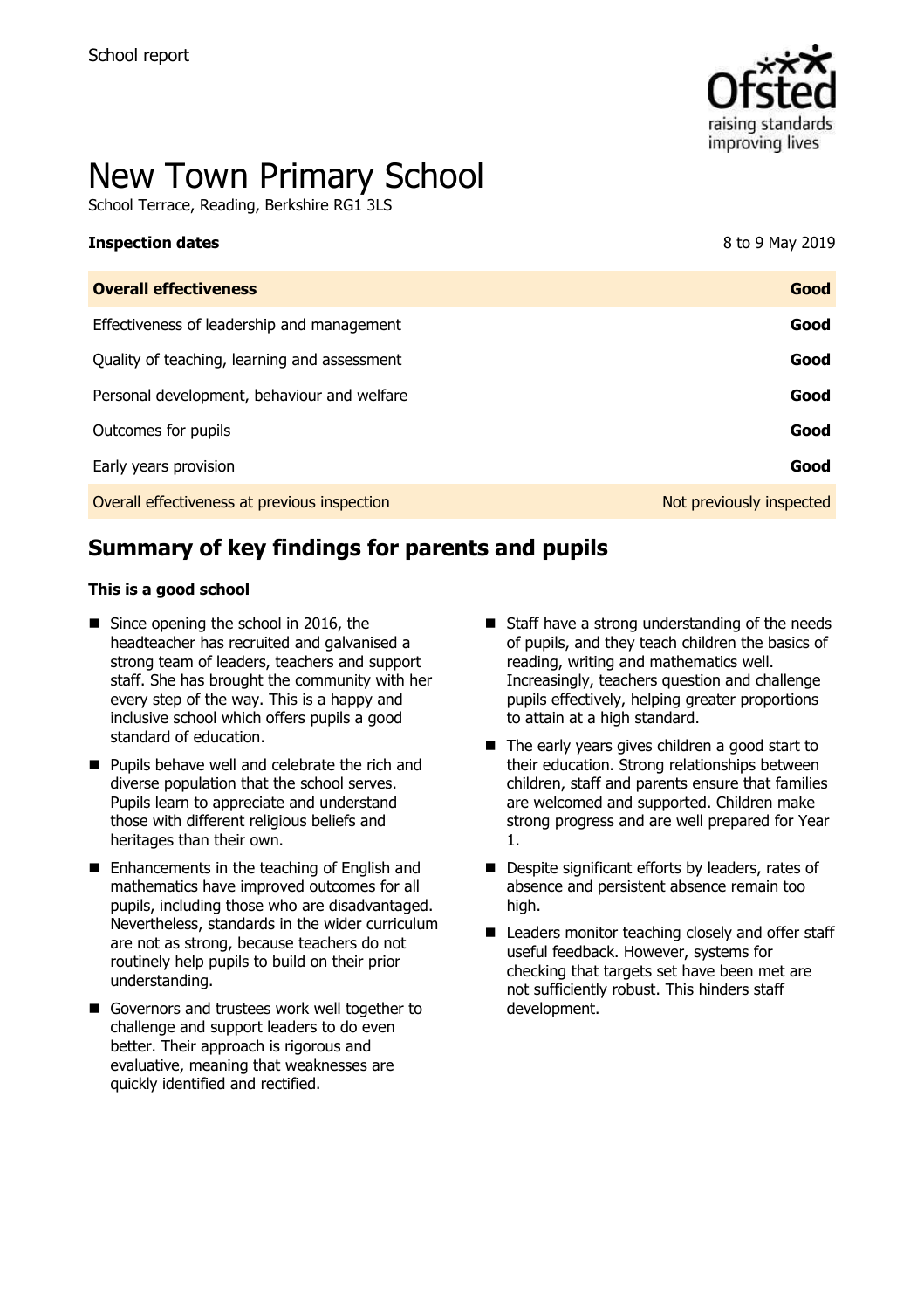School report

# New Town Primary School

School Terrace, Reading, Berkshire RG1 3LS

| **Inspection dates** | 8 to 9 May 2019 |
| --- | --- |
| **Overall effectiveness** | **Good** |
| Effectiveness of leadership and management | **Good** |
| Quality of teaching, learning and assessment | **Good** |
| Personal development, behaviour and welfare | **Good** |
| Outcomes for pupils | **Good** |
| Early years provision | **Good** |
| Overall effectiveness at previous inspection | Not previously inspected |

## Summary of key findings for parents and pupils

**This is a good school**

- Since opening the school in 2016, the headteacher has recruited and galvanised a strong team of leaders, teachers and support staff. She has brought the community with her every step of the way. This is a happy and inclusive school which offers pupils a good standard of education.
- Pupils behave well and celebrate the rich and diverse population that the school serves. Pupils learn to appreciate and understand those with different religious beliefs and heritages than their own.
- Enhancements in the teaching of English and mathematics have improved outcomes for all pupils, including those who are disadvantaged. Nevertheless, standards in the wider curriculum are not as strong, because teachers do not routinely help pupils to build on their prior understanding.
- Governors and trustees work well together to challenge and support leaders to do even better. Their approach is rigorous and evaluative, meaning that weaknesses are quickly identified and rectified.
- Staff have a strong understanding of the needs of pupils, and they teach children the basics of reading, writing and mathematics well. Increasingly, teachers question and challenge pupils effectively, helping greater proportions to attain at a high standard.
- The early years gives children a good start to their education. Strong relationships between children, staff and parents ensure that families are welcomed and supported. Children make strong progress and are well prepared for Year 1.
- Despite significant efforts by leaders, rates of absence and persistent absence remain too high.
- Leaders monitor teaching closely and offer staff useful feedback. However, systems for checking that targets set have been met are not sufficiently robust. This hinders staff development.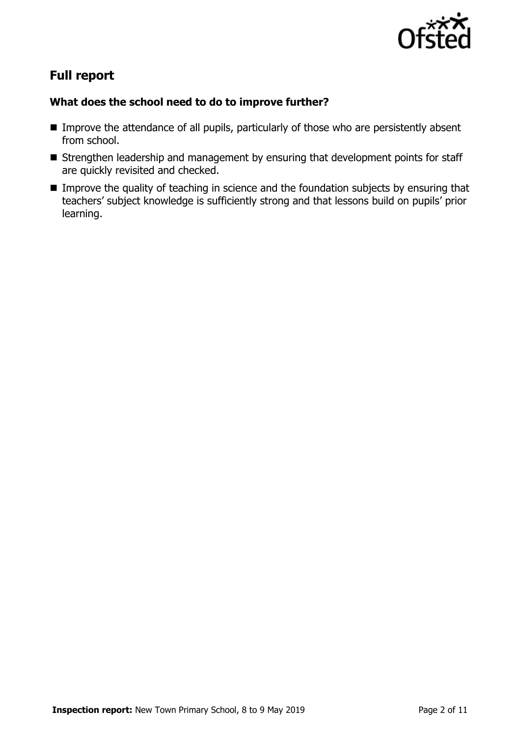## Full report

### What does the school need to do to improve further?

- Improve the attendance of all pupils, particularly of those who are persistently absent from school.
- Strengthen leadership and management by ensuring that development points for staff are quickly revisited and checked.
- Improve the quality of teaching in science and the foundation subjects by ensuring that teachers' subject knowledge is sufficiently strong and that lessons build on pupils' prior learning.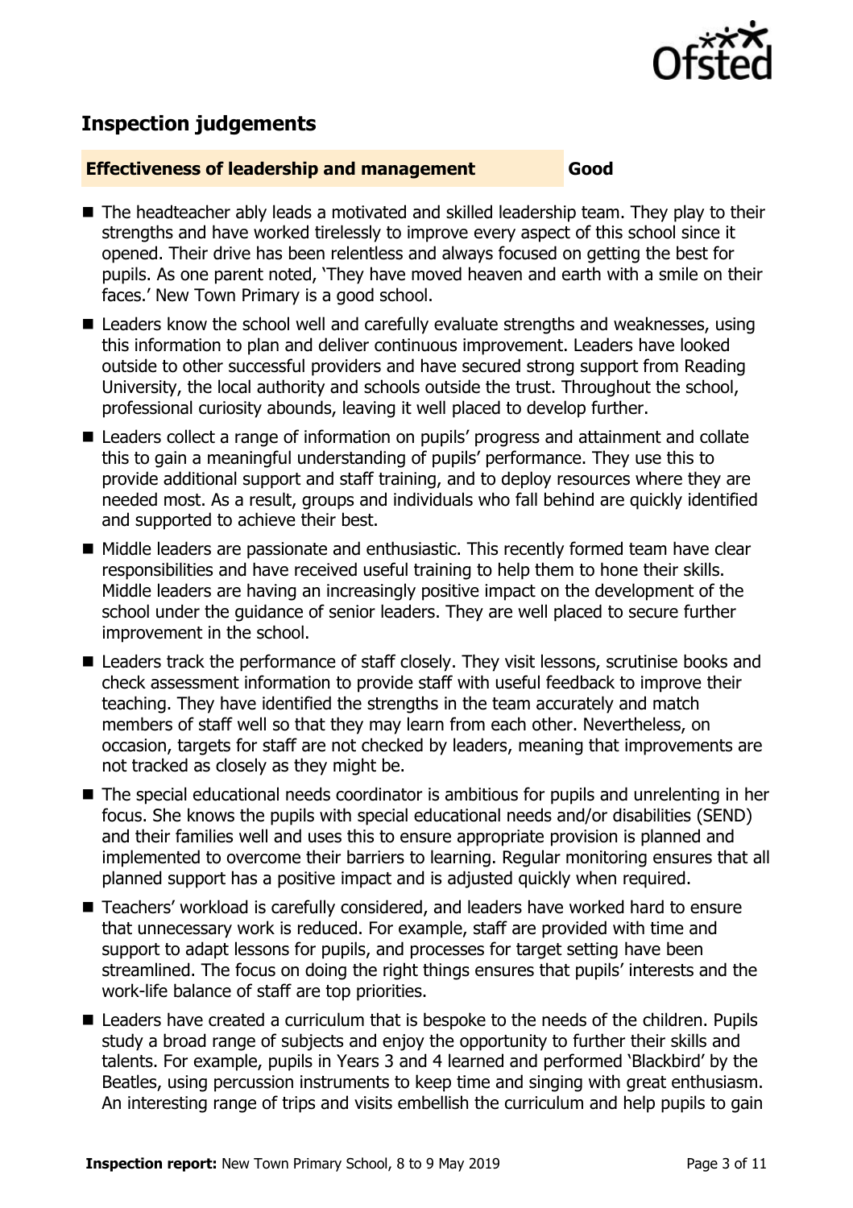## Inspection judgements

### Effectiveness of leadership and management Good

- The headteacher ably leads a motivated and skilled leadership team. They play to their strengths and have worked tirelessly to improve every aspect of this school since it opened. Their drive has been relentless and always focused on getting the best for pupils. As one parent noted, 'They have moved heaven and earth with a smile on their faces.' New Town Primary is a good school.
- Leaders know the school well and carefully evaluate strengths and weaknesses, using this information to plan and deliver continuous improvement. Leaders have looked outside to other successful providers and have secured strong support from Reading University, the local authority and schools outside the trust. Throughout the school, professional curiosity abounds, leaving it well placed to develop further.
- Leaders collect a range of information on pupils' progress and attainment and collate this to gain a meaningful understanding of pupils' performance. They use this to provide additional support and staff training, and to deploy resources where they are needed most. As a result, groups and individuals who fall behind are quickly identified and supported to achieve their best.
- Middle leaders are passionate and enthusiastic. This recently formed team have clear responsibilities and have received useful training to help them to hone their skills. Middle leaders are having an increasingly positive impact on the development of the school under the guidance of senior leaders. They are well placed to secure further improvement in the school.
- Leaders track the performance of staff closely. They visit lessons, scrutinise books and check assessment information to provide staff with useful feedback to improve their teaching. They have identified the strengths in the team accurately and match members of staff well so that they may learn from each other. Nevertheless, on occasion, targets for staff are not checked by leaders, meaning that improvements are not tracked as closely as they might be.
- The special educational needs coordinator is ambitious for pupils and unrelenting in her focus. She knows the pupils with special educational needs and/or disabilities (SEND) and their families well and uses this to ensure appropriate provision is planned and implemented to overcome their barriers to learning. Regular monitoring ensures that all planned support has a positive impact and is adjusted quickly when required.
- Teachers' workload is carefully considered, and leaders have worked hard to ensure that unnecessary work is reduced. For example, staff are provided with time and support to adapt lessons for pupils, and processes for target setting have been streamlined. The focus on doing the right things ensures that pupils' interests and the work-life balance of staff are top priorities.
- Leaders have created a curriculum that is bespoke to the needs of the children. Pupils study a broad range of subjects and enjoy the opportunity to further their skills and talents. For example, pupils in Years 3 and 4 learned and performed 'Blackbird' by the Beatles, using percussion instruments to keep time and singing with great enthusiasm. An interesting range of trips and visits embellish the curriculum and help pupils to gain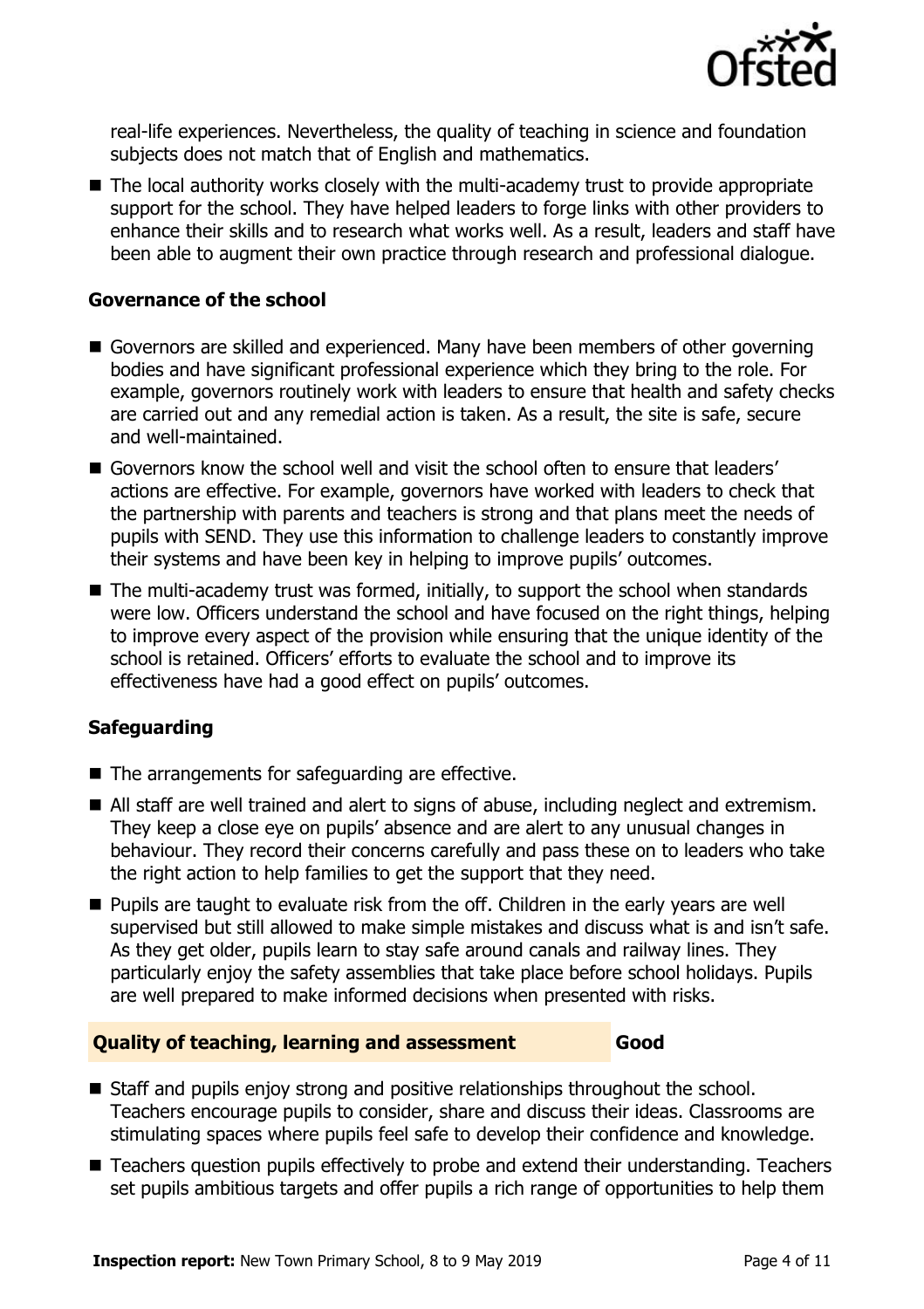real-life experiences. Nevertheless, the quality of teaching in science and foundation subjects does not match that of English and mathematics.

- The local authority works closely with the multi-academy trust to provide appropriate support for the school. They have helped leaders to forge links with other providers to enhance their skills and to research what works well. As a result, leaders and staff have been able to augment their own practice through research and professional dialogue.

### Governance of the school

- Governors are skilled and experienced. Many have been members of other governing bodies and have significant professional experience which they bring to the role. For example, governors routinely work with leaders to ensure that health and safety checks are carried out and any remedial action is taken. As a result, the site is safe, secure and well-maintained.
- Governors know the school well and visit the school often to ensure that leaders' actions are effective. For example, governors have worked with leaders to check that the partnership with parents and teachers is strong and that plans meet the needs of pupils with SEND. They use this information to challenge leaders to constantly improve their systems and have been key in helping to improve pupils' outcomes.
- The multi-academy trust was formed, initially, to support the school when standards were low. Officers understand the school and have focused on the right things, helping to improve every aspect of the provision while ensuring that the unique identity of the school is retained. Officers' efforts to evaluate the school and to improve its effectiveness have had a good effect on pupils' outcomes.

### Safeguarding

- The arrangements for safeguarding are effective.
- All staff are well trained and alert to signs of abuse, including neglect and extremism. They keep a close eye on pupils' absence and are alert to any unusual changes in behaviour. They record their concerns carefully and pass these on to leaders who take the right action to help families to get the support that they need.
- Pupils are taught to evaluate risk from the off. Children in the early years are well supervised but still allowed to make simple mistakes and discuss what is and isn't safe. As they get older, pupils learn to stay safe around canals and railway lines. They particularly enjoy the safety assemblies that take place before school holidays. Pupils are well prepared to make informed decisions when presented with risks.

## Quality of teaching, learning and assessment — Good

- Staff and pupils enjoy strong and positive relationships throughout the school. Teachers encourage pupils to consider, share and discuss their ideas. Classrooms are stimulating spaces where pupils feel safe to develop their confidence and knowledge.
- Teachers question pupils effectively to probe and extend their understanding. Teachers set pupils ambitious targets and offer pupils a rich range of opportunities to help them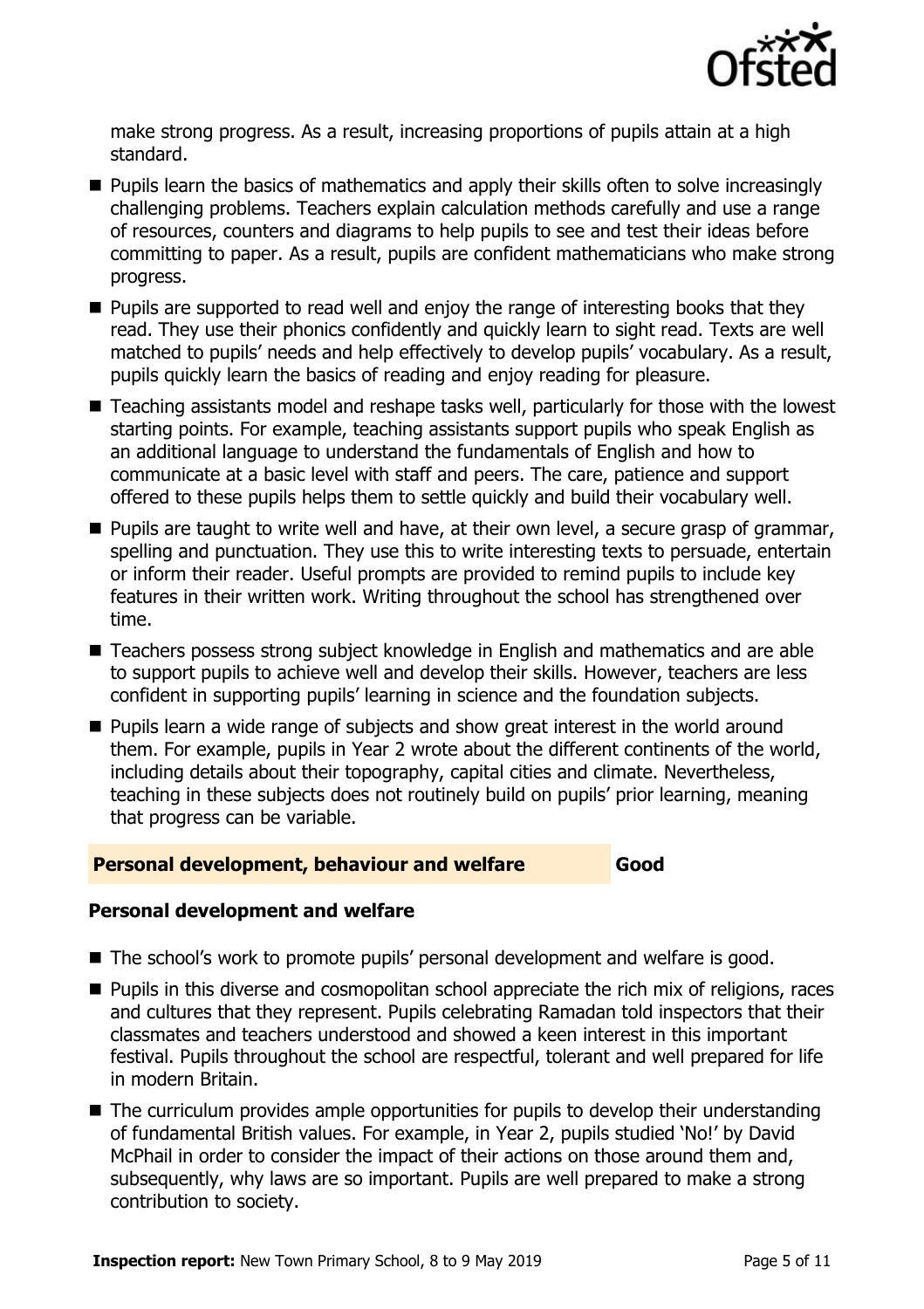make strong progress. As a result, increasing proportions of pupils attain at a high standard.

- Pupils learn the basics of mathematics and apply their skills often to solve increasingly challenging problems. Teachers explain calculation methods carefully and use a range of resources, counters and diagrams to help pupils to see and test their ideas before committing to paper. As a result, pupils are confident mathematicians who make strong progress.
- Pupils are supported to read well and enjoy the range of interesting books that they read. They use their phonics confidently and quickly learn to sight read. Texts are well matched to pupils' needs and help effectively to develop pupils' vocabulary. As a result, pupils quickly learn the basics of reading and enjoy reading for pleasure.
- Teaching assistants model and reshape tasks well, particularly for those with the lowest starting points. For example, teaching assistants support pupils who speak English as an additional language to understand the fundamentals of English and how to communicate at a basic level with staff and peers. The care, patience and support offered to these pupils helps them to settle quickly and build their vocabulary well.
- Pupils are taught to write well and have, at their own level, a secure grasp of grammar, spelling and punctuation. They use this to write interesting texts to persuade, entertain or inform their reader. Useful prompts are provided to remind pupils to include key features in their written work. Writing throughout the school has strengthened over time.
- Teachers possess strong subject knowledge in English and mathematics and are able to support pupils to achieve well and develop their skills. However, teachers are less confident in supporting pupils' learning in science and the foundation subjects.
- Pupils learn a wide range of subjects and show great interest in the world around them. For example, pupils in Year 2 wrote about the different continents of the world, including details about their topography, capital cities and climate. Nevertheless, teaching in these subjects does not routinely build on pupils' prior learning, meaning that progress can be variable.

## Personal development, behaviour and welfare — Good

### Personal development and welfare

- The school's work to promote pupils' personal development and welfare is good.
- Pupils in this diverse and cosmopolitan school appreciate the rich mix of religions, races and cultures that they represent. Pupils celebrating Ramadan told inspectors that their classmates and teachers understood and showed a keen interest in this important festival. Pupils throughout the school are respectful, tolerant and well prepared for life in modern Britain.
- The curriculum provides ample opportunities for pupils to develop their understanding of fundamental British values. For example, in Year 2, pupils studied 'No!' by David McPhail in order to consider the impact of their actions on those around them and, subsequently, why laws are so important. Pupils are well prepared to make a strong contribution to society.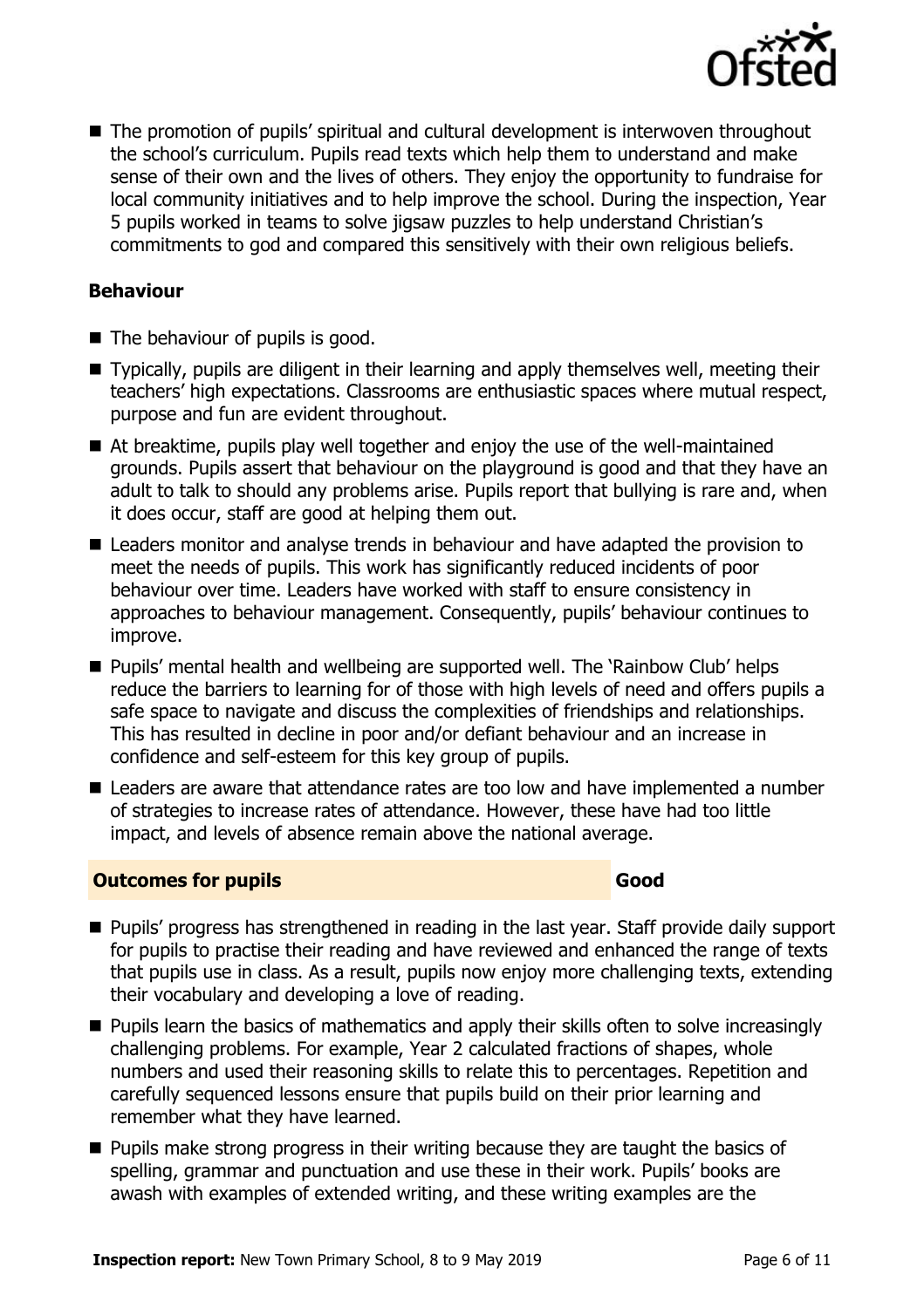- The promotion of pupils' spiritual and cultural development is interwoven throughout the school's curriculum. Pupils read texts which help them to understand and make sense of their own and the lives of others. They enjoy the opportunity to fundraise for local community initiatives and to help improve the school. During the inspection, Year 5 pupils worked in teams to solve jigsaw puzzles to help understand Christian's commitments to god and compared this sensitively with their own religious beliefs.

### Behaviour

- The behaviour of pupils is good.
- Typically, pupils are diligent in their learning and apply themselves well, meeting their teachers' high expectations. Classrooms are enthusiastic spaces where mutual respect, purpose and fun are evident throughout.
- At breaktime, pupils play well together and enjoy the use of the well-maintained grounds. Pupils assert that behaviour on the playground is good and that they have an adult to talk to should any problems arise. Pupils report that bullying is rare and, when it does occur, staff are good at helping them out.
- Leaders monitor and analyse trends in behaviour and have adapted the provision to meet the needs of pupils. This work has significantly reduced incidents of poor behaviour over time. Leaders have worked with staff to ensure consistency in approaches to behaviour management. Consequently, pupils' behaviour continues to improve.
- Pupils' mental health and wellbeing are supported well. The 'Rainbow Club' helps reduce the barriers to learning for of those with high levels of need and offers pupils a safe space to navigate and discuss the complexities of friendships and relationships. This has resulted in decline in poor and/or defiant behaviour and an increase in confidence and self-esteem for this key group of pupils.
- Leaders are aware that attendance rates are too low and have implemented a number of strategies to increase rates of attendance. However, these have had too little impact, and levels of absence remain above the national average.

## Outcomes for pupils — Good

- Pupils' progress has strengthened in reading in the last year. Staff provide daily support for pupils to practise their reading and have reviewed and enhanced the range of texts that pupils use in class. As a result, pupils now enjoy more challenging texts, extending their vocabulary and developing a love of reading.
- Pupils learn the basics of mathematics and apply their skills often to solve increasingly challenging problems. For example, Year 2 calculated fractions of shapes, whole numbers and used their reasoning skills to relate this to percentages. Repetition and carefully sequenced lessons ensure that pupils build on their prior learning and remember what they have learned.
- Pupils make strong progress in their writing because they are taught the basics of spelling, grammar and punctuation and use these in their work. Pupils' books are awash with examples of extended writing, and these writing examples are the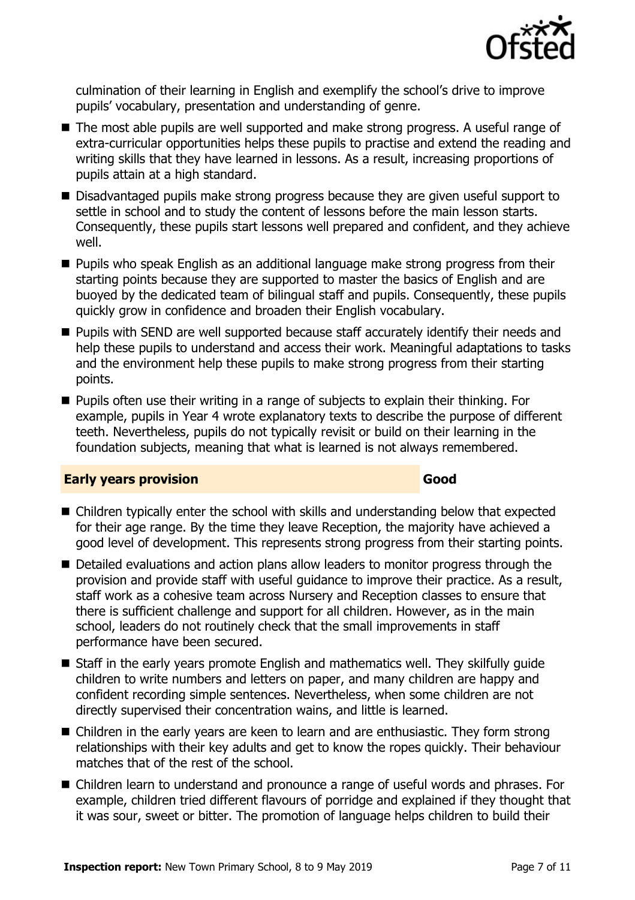culmination of their learning in English and exemplify the school's drive to improve pupils' vocabulary, presentation and understanding of genre.

- The most able pupils are well supported and make strong progress. A useful range of extra-curricular opportunities helps these pupils to practise and extend the reading and writing skills that they have learned in lessons. As a result, increasing proportions of pupils attain at a high standard.
- Disadvantaged pupils make strong progress because they are given useful support to settle in school and to study the content of lessons before the main lesson starts. Consequently, these pupils start lessons well prepared and confident, and they achieve well.
- Pupils who speak English as an additional language make strong progress from their starting points because they are supported to master the basics of English and are buoyed by the dedicated team of bilingual staff and pupils. Consequently, these pupils quickly grow in confidence and broaden their English vocabulary.
- Pupils with SEND are well supported because staff accurately identify their needs and help these pupils to understand and access their work. Meaningful adaptations to tasks and the environment help these pupils to make strong progress from their starting points.
- Pupils often use their writing in a range of subjects to explain their thinking. For example, pupils in Year 4 wrote explanatory texts to describe the purpose of different teeth. Nevertheless, pupils do not typically revisit or build on their learning in the foundation subjects, meaning that what is learned is not always remembered.

## Early years provision — Good

- Children typically enter the school with skills and understanding below that expected for their age range. By the time they leave Reception, the majority have achieved a good level of development. This represents strong progress from their starting points.
- Detailed evaluations and action plans allow leaders to monitor progress through the provision and provide staff with useful guidance to improve their practice. As a result, staff work as a cohesive team across Nursery and Reception classes to ensure that there is sufficient challenge and support for all children. However, as in the main school, leaders do not routinely check that the small improvements in staff performance have been secured.
- Staff in the early years promote English and mathematics well. They skilfully guide children to write numbers and letters on paper, and many children are happy and confident recording simple sentences. Nevertheless, when some children are not directly supervised their concentration wains, and little is learned.
- Children in the early years are keen to learn and are enthusiastic. They form strong relationships with their key adults and get to know the ropes quickly. Their behaviour matches that of the rest of the school.
- Children learn to understand and pronounce a range of useful words and phrases. For example, children tried different flavours of porridge and explained if they thought that it was sour, sweet or bitter. The promotion of language helps children to build their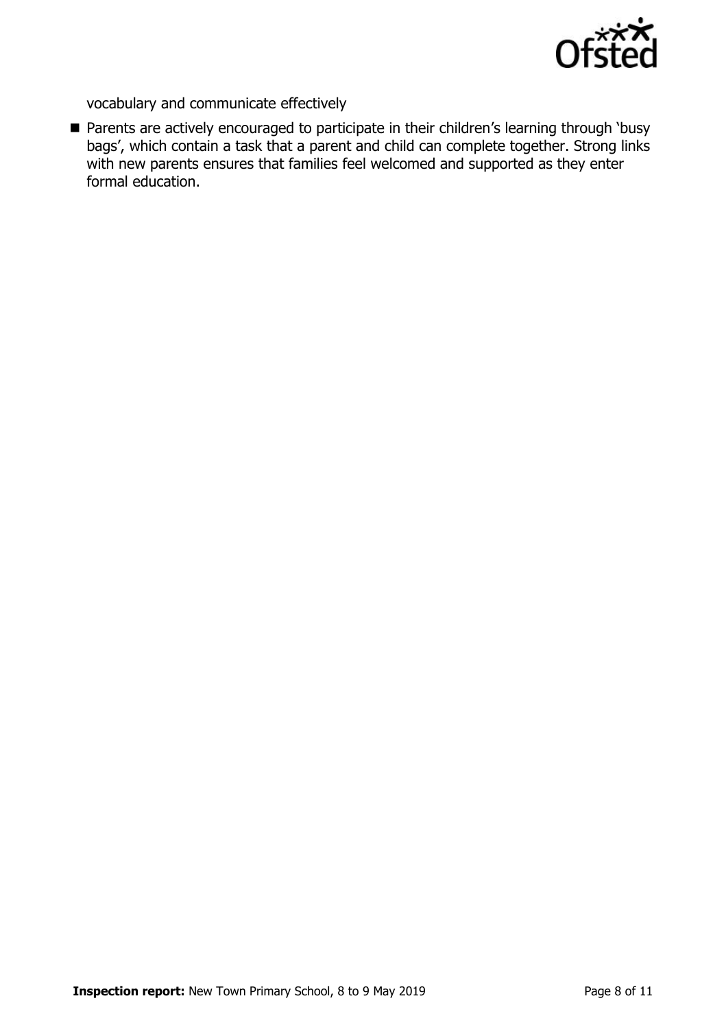vocabulary and communicate effectively

- Parents are actively encouraged to participate in their children's learning through 'busy bags', which contain a task that a parent and child can complete together. Strong links with new parents ensures that families feel welcomed and supported as they enter formal education.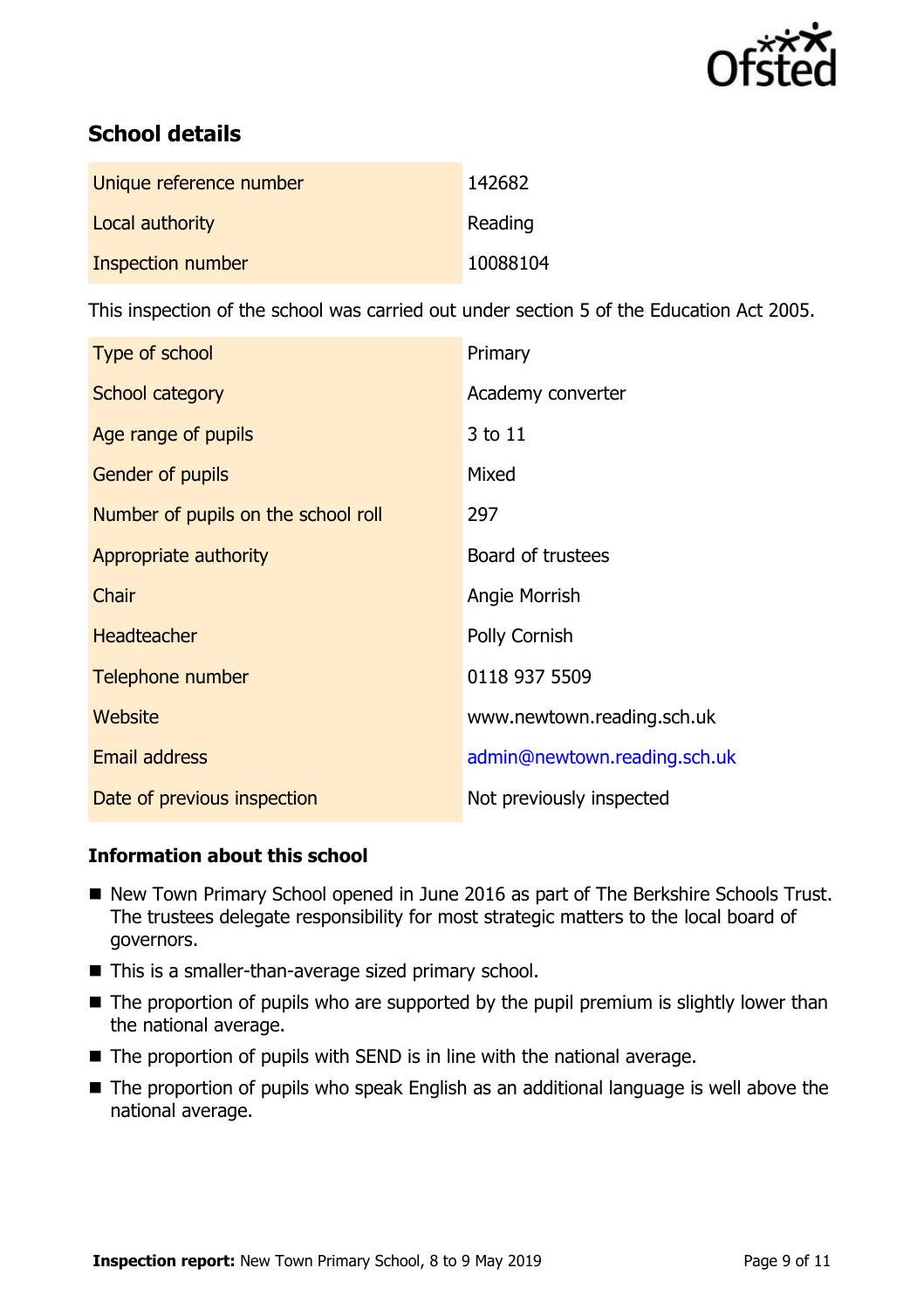## School details

| | |
|---|---|
| Unique reference number | 142682 |
| Local authority | Reading |
| Inspection number | 10088104 |

This inspection of the school was carried out under section 5 of the Education Act 2005.

| | |
|---|---|
| Type of school | Primary |
| School category | Academy converter |
| Age range of pupils | 3 to 11 |
| Gender of pupils | Mixed |
| Number of pupils on the school roll | 297 |
| Appropriate authority | Board of trustees |
| Chair | Angie Morrish |
| Headteacher | Polly Cornish |
| Telephone number | 0118 937 5509 |
| Website | www.newtown.reading.sch.uk |
| Email address | admin@newtown.reading.sch.uk |
| Date of previous inspection | Not previously inspected |

### Information about this school

- New Town Primary School opened in June 2016 as part of The Berkshire Schools Trust. The trustees delegate responsibility for most strategic matters to the local board of governors.
- This is a smaller-than-average sized primary school.
- The proportion of pupils who are supported by the pupil premium is slightly lower than the national average.
- The proportion of pupils with SEND is in line with the national average.
- The proportion of pupils who speak English as an additional language is well above the national average.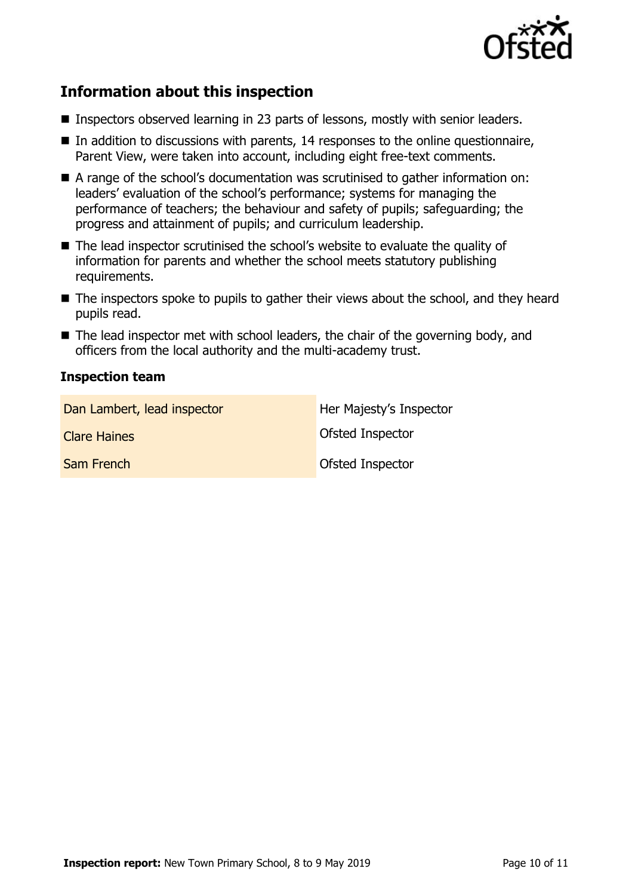## Information about this inspection

- Inspectors observed learning in 23 parts of lessons, mostly with senior leaders.
- In addition to discussions with parents, 14 responses to the online questionnaire, Parent View, were taken into account, including eight free-text comments.
- A range of the school's documentation was scrutinised to gather information on: leaders' evaluation of the school's performance; systems for managing the performance of teachers; the behaviour and safety of pupils; safeguarding; the progress and attainment of pupils; and curriculum leadership.
- The lead inspector scrutinised the school's website to evaluate the quality of information for parents and whether the school meets statutory publishing requirements.
- The inspectors spoke to pupils to gather their views about the school, and they heard pupils read.
- The lead inspector met with school leaders, the chair of the governing body, and officers from the local authority and the multi-academy trust.

### Inspection team

| | |
|---|---|
| Dan Lambert, lead inspector | Her Majesty's Inspector |
| Clare Haines | Ofsted Inspector |
| Sam French | Ofsted Inspector |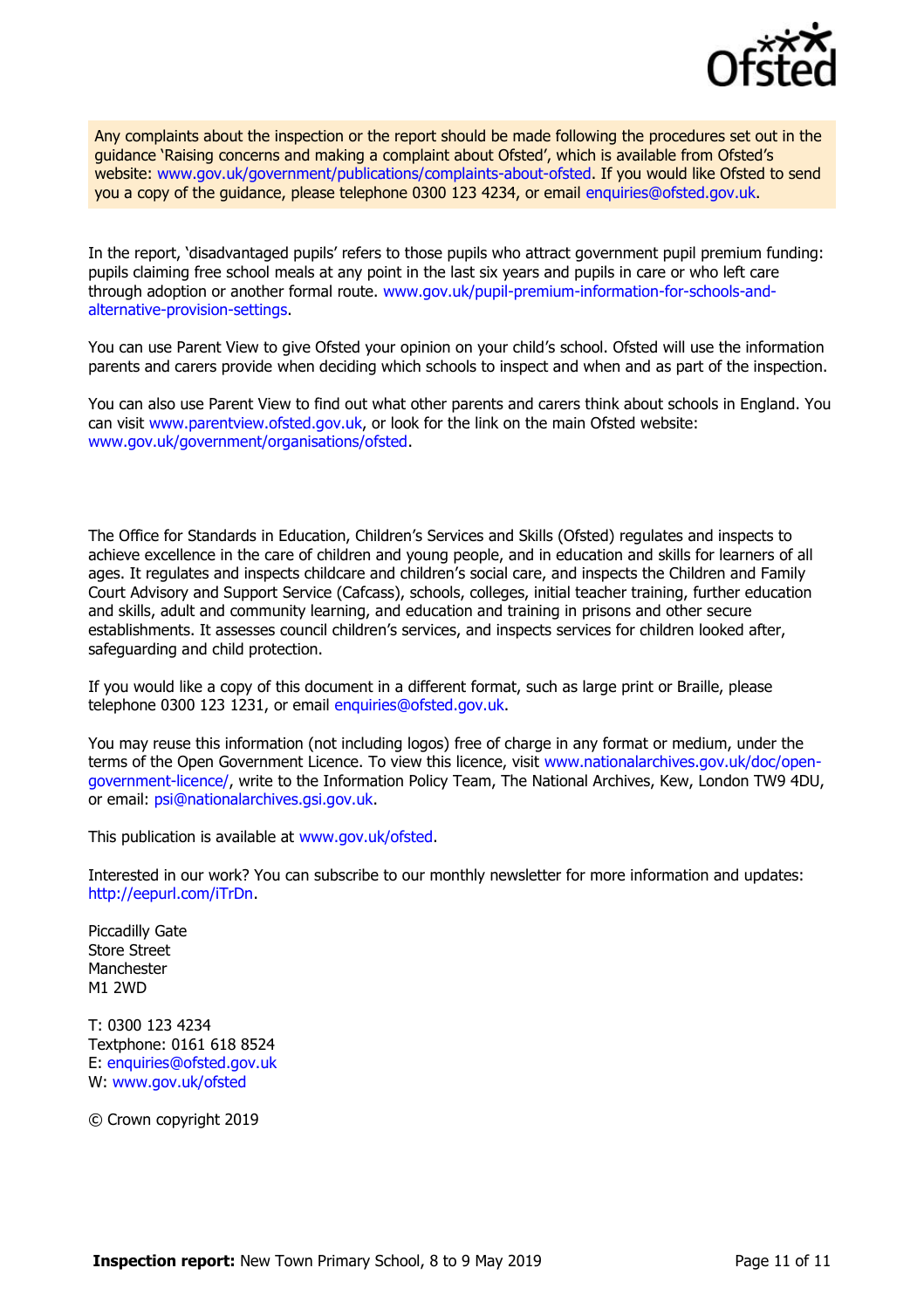Any complaints about the inspection or the report should be made following the procedures set out in the guidance 'Raising concerns and making a complaint about Ofsted', which is available from Ofsted's website: www.gov.uk/government/publications/complaints-about-ofsted. If you would like Ofsted to send you a copy of the guidance, please telephone 0300 123 4234, or email enquiries@ofsted.gov.uk.

In the report, 'disadvantaged pupils' refers to those pupils who attract government pupil premium funding: pupils claiming free school meals at any point in the last six years and pupils in care or who left care through adoption or another formal route. www.gov.uk/pupil-premium-information-for-schools-and-alternative-provision-settings.

You can use Parent View to give Ofsted your opinion on your child's school. Ofsted will use the information parents and carers provide when deciding which schools to inspect and when and as part of the inspection.

You can also use Parent View to find out what other parents and carers think about schools in England. You can visit www.parentview.ofsted.gov.uk, or look for the link on the main Ofsted website: www.gov.uk/government/organisations/ofsted.

The Office for Standards in Education, Children's Services and Skills (Ofsted) regulates and inspects to achieve excellence in the care of children and young people, and in education and skills for learners of all ages. It regulates and inspects childcare and children's social care, and inspects the Children and Family Court Advisory and Support Service (Cafcass), schools, colleges, initial teacher training, further education and skills, adult and community learning, and education and training in prisons and other secure establishments. It assesses council children's services, and inspects services for children looked after, safeguarding and child protection.

If you would like a copy of this document in a different format, such as large print or Braille, please telephone 0300 123 1231, or email enquiries@ofsted.gov.uk.

You may reuse this information (not including logos) free of charge in any format or medium, under the terms of the Open Government Licence. To view this licence, visit www.nationalarchives.gov.uk/doc/open-government-licence/, write to the Information Policy Team, The National Archives, Kew, London TW9 4DU, or email: psi@nationalarchives.gsi.gov.uk.

This publication is available at www.gov.uk/ofsted.

Interested in our work? You can subscribe to our monthly newsletter for more information and updates: http://eepurl.com/iTrDn.

Piccadilly Gate
Store Street
Manchester
M1 2WD

T: 0300 123 4234
Textphone: 0161 618 8524
E: enquiries@ofsted.gov.uk
W: www.gov.uk/ofsted

© Crown copyright 2019